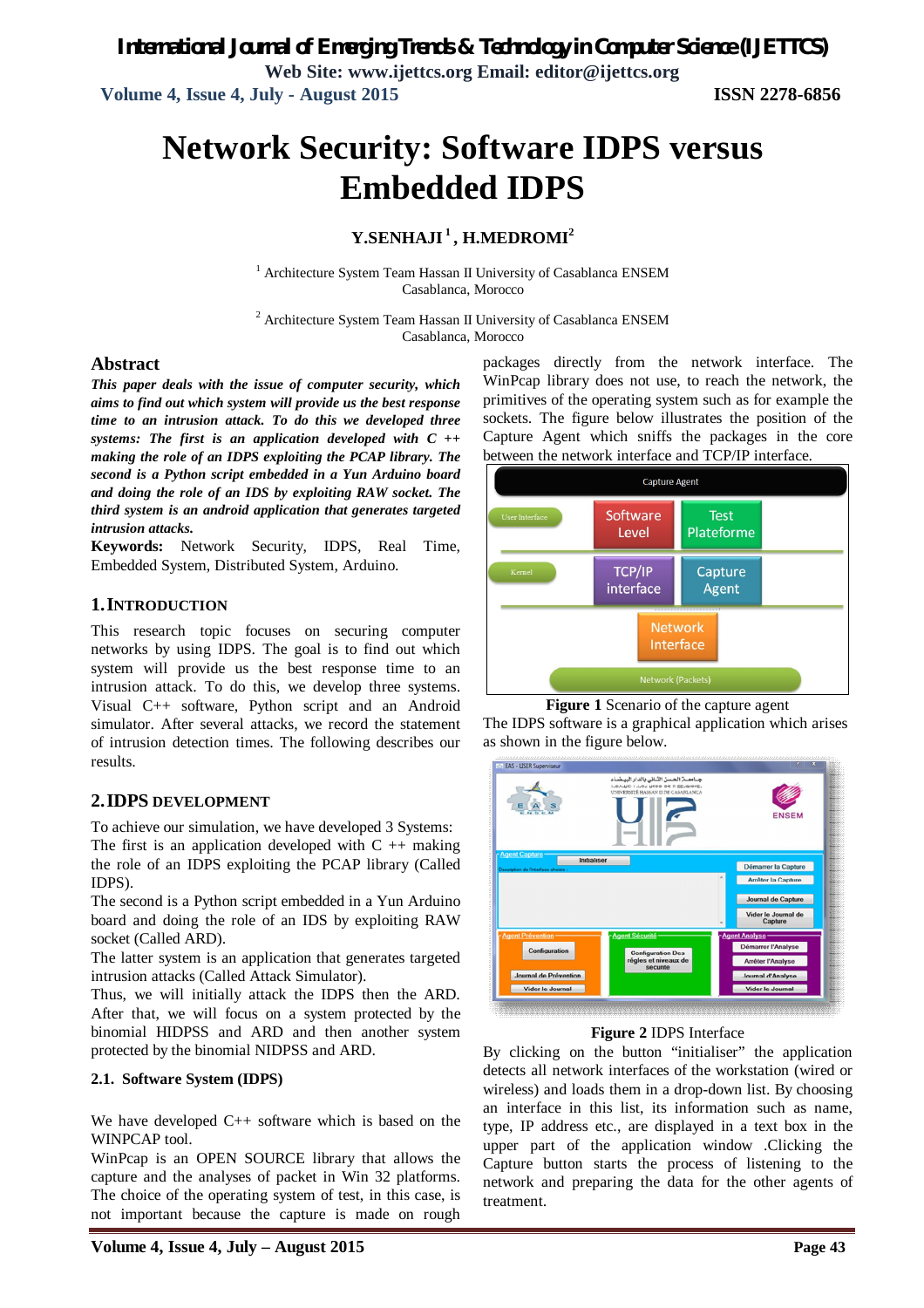# Network Security: Software IDPS versus Embedded IDPS

**Y.SENHAJI [1], H.MEDROMI [2]**

[1] Architecture System Team Hassan II University of Casablanca ENSEM
Casablanca, Morocco

[2] Architecture System Team Hassan II University of Casablanca ENSEM
Casablanca, Morocco

## Abstract

***This paper deals with the issue of computer security, which aims to find out which system will provide us the best response time to an intrusion attack. To do this we developed three systems: The first is an application developed with C ++ making the role of an IDPS exploiting the PCAP library. The second is a Python script embedded in a Yun Arduino board and doing the role of an IDS by exploiting RAW socket. The third system is an android application that generates targeted intrusion attacks.***

**Keywords:** Network Security, IDPS, Real Time, Embedded System, Distributed System, Arduino.

## 1. INTRODUCTION

This research topic focuses on securing computer networks by using IDPS. The goal is to find out which system will provide us the best response time to an intrusion attack. To do this, we develop three systems. Visual C++ software, Python script and an Android simulator. After several attacks, we record the statement of intrusion detection times. The following describes our results.

## 2. IDPS DEVELOPMENT

To achieve our simulation, we have developed 3 Systems:

The first is an application developed with C ++ making the role of an IDPS exploiting the PCAP library (Called IDPS).

The second is a Python script embedded in a Yun Arduino board and doing the role of an IDS by exploiting RAW socket (Called ARD).

The latter system is an application that generates targeted intrusion attacks (Called Attack Simulator).

Thus, we will initially attack the IDPS then the ARD. After that, we will focus on a system protected by the binomial HIDPSS and ARD and then another system protected by the binomial NIDPSS and ARD.

### 2.1. Software System (IDPS)

We have developed C++ software which is based on the WINPCAP tool.

WinPcap is an OPEN SOURCE library that allows the capture and the analyses of packet in Win 32 platforms. The choice of the operating system of test, in this case, is not important because the capture is made on rough packages directly from the network interface. The WinPcap library does not use, to reach the network, the primitives of the operating system such as for example the sockets. The figure below illustrates the position of the Capture Agent which sniffs the packages in the core between the network interface and TCP/IP interface.

**Figure 1** Scenario of the capture agent

The IDPS software is a graphical application which arises as shown in the figure below.

**Figure 2** IDPS Interface

By clicking on the button "initialiser" the application detects all network interfaces of the workstation (wired or wireless) and loads them in a drop-down list. By choosing an interface in this list, its information such as name, type, IP address etc., are displayed in a text box in the upper part of the application window .Clicking the Capture button starts the process of listening to the network and preparing the data for the other agents of treatment.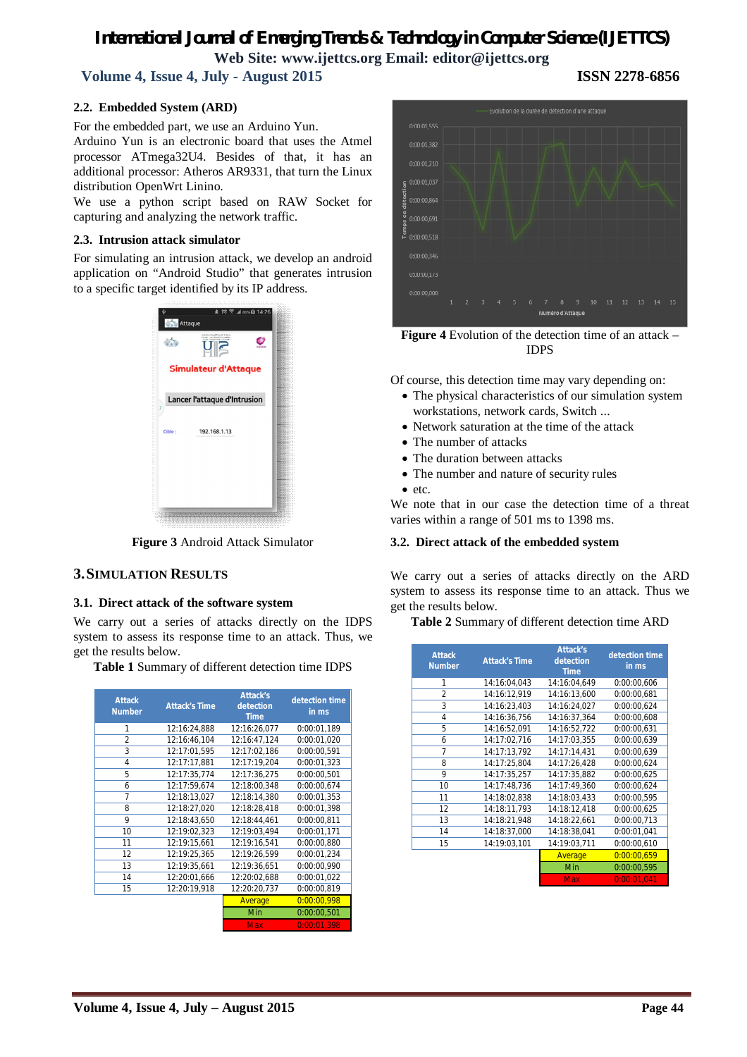### 2.2. Embedded System (ARD)

For the embedded part, we use an Arduino Yun.
Arduino Yun is an electronic board that uses the Atmel processor ATmega32U4. Besides of that, it has an additional processor: Atheros AR9331, that turn the Linux distribution OpenWrt Linino.
We use a python script based on RAW Socket for capturing and analyzing the network traffic.

### 2.3. Intrusion attack simulator

For simulating an intrusion attack, we develop an android application on "Android Studio" that generates intrusion to a specific target identified by its IP address.

**Figure 3** Android Attack Simulator

## 3. SIMULATION RESULTS

### 3.1. Direct attack of the software system

We carry out a series of attacks directly on the IDPS system to assess its response time to an attack. Thus, we get the results below.

**Table 1** Summary of different detection time IDPS

| Attack Number | Attack's Time | Attack's detection Time | detection time in ms |
|---|---|---|---|
| 1 | 12:16:24,888 | 12:16:26,077 | 0:00:01,189 |
| 2 | 12:16:46,104 | 12:16:47,124 | 0:00:01,020 |
| 3 | 12:17:01,595 | 12:17:02,186 | 0:00:00,591 |
| 4 | 12:17:17,881 | 12:17:19,204 | 0:00:01,323 |
| 5 | 12:17:35,774 | 12:17:36,275 | 0:00:00,501 |
| 6 | 12:17:59,674 | 12:18:00,348 | 0:00:00,674 |
| 7 | 12:18:13,027 | 12:18:14,380 | 0:00:01,353 |
| 8 | 12:18:27,020 | 12:18:28,418 | 0:00:01,398 |
| 9 | 12:18:43,650 | 12:18:44,461 | 0:00:00,811 |
| 10 | 12:19:02,323 | 12:19:03,494 | 0:00:01,171 |
| 11 | 12:19:15,661 | 12:19:16,541 | 0:00:00,880 |
| 12 | 12:19:25,365 | 12:19:26,599 | 0:00:01,234 |
| 13 | 12:19:35,661 | 12:19:36,651 | 0:00:00,990 |
| 14 | 12:20:01,666 | 12:20:02,688 | 0:00:01,022 |
| 15 | 12:20:19,918 | 12:20:20,737 | 0:00:00,819 |
| | | Average | 0:00:00,998 |
| | | Min | 0:00:00,501 |
| | | Max | 0:00:01,398 |

**Figure 4** Evolution of the detection time of an attack – IDPS

Of course, this detection time may vary depending on:

- The physical characteristics of our simulation system workstations, network cards, Switch ...
- Network saturation at the time of the attack
- The number of attacks
- The duration between attacks
- The number and nature of security rules
- etc.

We note that in our case the detection time of a threat varies within a range of 501 ms to 1398 ms.

### 3.2. Direct attack of the embedded system

We carry out a series of attacks directly on the ARD system to assess its response time to an attack. Thus we get the results below.

**Table 2** Summary of different detection time ARD

| Attack Number | Attack's Time | Attack's detection Time | detection time in ms |
|---|---|---|---|
| 1 | 14:16:04,043 | 14:16:04,649 | 0:00:00,606 |
| 2 | 14:16:12,919 | 14:16:13,600 | 0:00:00,681 |
| 3 | 14:16:23,403 | 14:16:24,027 | 0:00:00,624 |
| 4 | 14:16:36,756 | 14:16:37,364 | 0:00:00,608 |
| 5 | 14:16:52,091 | 14:16:52,722 | 0:00:00,631 |
| 6 | 14:17:02,716 | 14:17:03,355 | 0:00:00,639 |
| 7 | 14:17:13,792 | 14:17:14,431 | 0:00:00,639 |
| 8 | 14:17:25,804 | 14:17:26,428 | 0:00:00,624 |
| 9 | 14:17:35,257 | 14:17:35,882 | 0:00:00,625 |
| 10 | 14:17:48,736 | 14:17:49,360 | 0:00:00,624 |
| 11 | 14:18:02,838 | 14:18:03,433 | 0:00:00,595 |
| 12 | 14:18:11,793 | 14:18:12,418 | 0:00:00,625 |
| 13 | 14:18:21,948 | 14:18:22,661 | 0:00:00,713 |
| 14 | 14:18:37,000 | 14:18:38,041 | 0:00:01,041 |
| 15 | 14:19:03,101 | 14:19:03,711 | 0:00:00,610 |
| | | Average | 0:00:00,659 |
| | | Min | 0:00:00,595 |
| | | Max | 0:00:01,041 |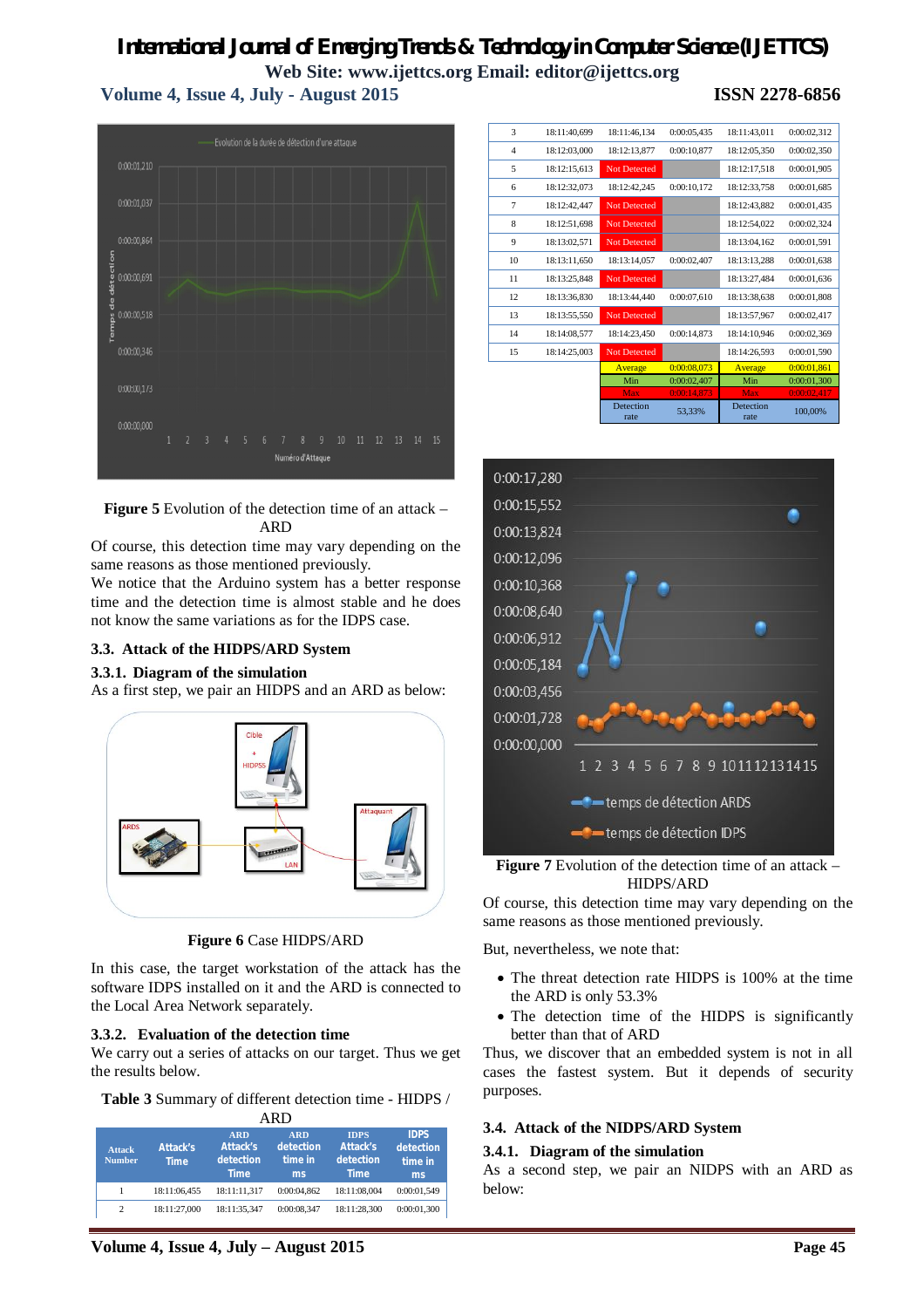**Figure 5** Evolution of the detection time of an attack – ARD

Of course, this detection time may vary depending on the same reasons as those mentioned previously.

We notice that the Arduino system has a better response time and the detection time is almost stable and he does not know the same variations as for the IDPS case.

### 3.3. Attack of the HIDPS/ARD System

#### 3.3.1. Diagram of the simulation

As a first step, we pair an HIDPS and an ARD as below:

**Figure 6** Case HIDPS/ARD

In this case, the target workstation of the attack has the software IDPS installed on it and the ARD is connected to the Local Area Network separately.

#### 3.3.2. Evaluation of the detection time

We carry out a series of attacks on our target. Thus we get the results below.

**Table 3** Summary of different detection time - HIDPS / ARD

| Attack Number | Attack's Time | ARD Attack's detection Time | ARD detection time in ms | IDPS Attack's detection Time | IDPS detection time in ms |
|---|---|---|---|---|---|
| 1 | 18:11:06,455 | 18:11:11,317 | 0:00:04,862 | 18:11:08,004 | 0:00:01,549 |
| 2 | 18:11:27,000 | 18:11:35,347 | 0:00:08,347 | 18:11:28,300 | 0:00:01,300 |
| 3 | 18:11:40,699 | 18:11:46,134 | 0:00:05,435 | 18:11:43,011 | 0:00:02,312 |
| 4 | 18:12:03,000 | 18:12:13,877 | 0:00:10,877 | 18:12:05,350 | 0:00:02,350 |
| 5 | 18:12:15,613 | Not Detected | | 18:12:17,518 | 0:00:01,905 |
| 6 | 18:12:32,073 | 18:12:42,245 | 0:00:10,172 | 18:12:33,758 | 0:00:01,685 |
| 7 | 18:12:42,447 | Not Detected | | 18:12:43,882 | 0:00:01,435 |
| 8 | 18:12:51,698 | Not Detected | | 18:12:54,022 | 0:00:02,324 |
| 9 | 18:13:02,571 | Not Detected | | 18:13:04,162 | 0:00:01,591 |
| 10 | 18:13:11,650 | 18:13:14,057 | 0:00:02,407 | 18:13:13,288 | 0:00:01,638 |
| 11 | 18:13:25,848 | Not Detected | | 18:13:27,484 | 0:00:01,636 |
| 12 | 18:13:36,830 | 18:13:44,440 | 0:00:07,610 | 18:13:38,638 | 0:00:01,808 |
| 13 | 18:13:55,550 | Not Detected | | 18:13:57,967 | 0:00:02,417 |
| 14 | 18:14:08,577 | 18:14:23,450 | 0:00:14,873 | 18:14:10,946 | 0:00:02,369 |
| 15 | 18:14:25,003 | Not Detected | | 18:14:26,593 | 0:00:01,590 |
| | | Average | 0:00:08,073 | Average | 0:00:01,861 |
| | | Min | 0:00:02,407 | Min | 0:00:01,300 |
| | | Max | 0:00:14,873 | Max | 0:00:02,417 |
| | | Detection rate | 53,33% | Detection rate | 100,00% |

**Figure 7** Evolution of the detection time of an attack – HIDPS/ARD

Of course, this detection time may vary depending on the same reasons as those mentioned previously.

But, nevertheless, we note that:

- The threat detection rate HIDPS is 100% at the time the ARD is only 53.3%
- The detection time of the HIDPS is significantly better than that of ARD

Thus, we discover that an embedded system is not in all cases the fastest system. But it depends of security purposes.

### 3.4. Attack of the NIDPS/ARD System

#### 3.4.1. Diagram of the simulation

As a second step, we pair an NIDPS with an ARD as below: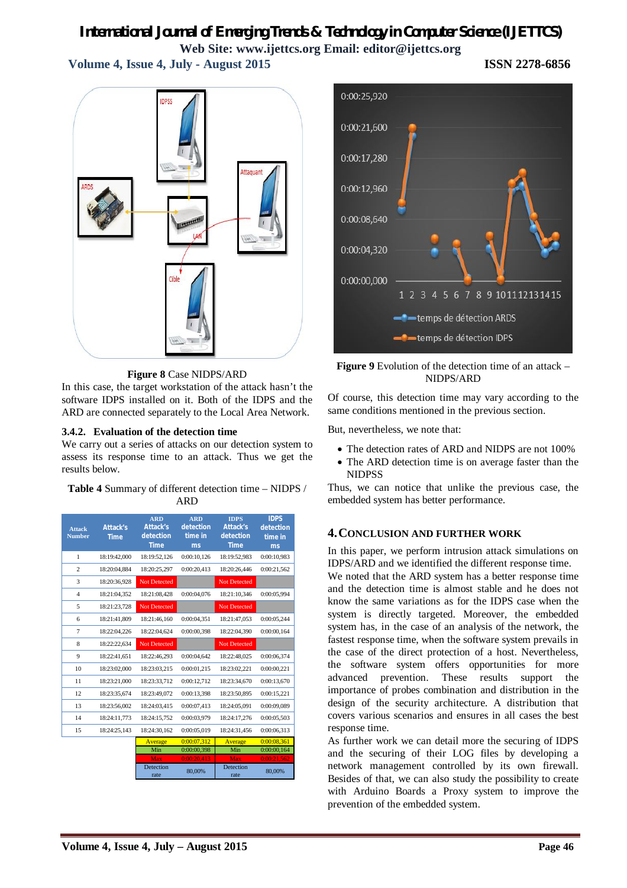**Figure 8** Case NIDPS/ARD

In this case, the target workstation of the attack hasn't the software IDPS installed on it. Both of the IDPS and the ARD are connected separately to the Local Area Network.

### 3.4.2. Evaluation of the detection time

We carry out a series of attacks on our detection system to assess its response time to an attack. Thus we get the results below.

**Table 4** Summary of different detection time – NIDPS / ARD

| Attack Number | Attack's Time | ARD Attack's detection Time | ARD detection time in ms | IDPS Attack's detection Time | IDPS detection time in ms |
|---|---|---|---|---|---|
| 1 | 18:19:42,000 | 18:19:52,126 | 0:00:10,126 | 18:19:52,983 | 0:00:10,983 |
| 2 | 18:20:04,884 | 18:20:25,297 | 0:00:20,413 | 18:20:26,446 | 0:00:21,562 |
| 3 | 18:20:36,928 | Not Detected | | Not Detected | |
| 4 | 18:21:04,352 | 18:21:08,428 | 0:00:04,076 | 18:21:10,346 | 0:00:05,994 |
| 5 | 18:21:23,728 | Not Detected | | Not Detected | |
| 6 | 18:21:41,809 | 18:21:46,160 | 0:00:04,351 | 18:21:47,053 | 0:00:05,244 |
| 7 | 18:22:04,226 | 18:22:04,624 | 0:00:00,398 | 18:22:04,390 | 0:00:00,164 |
| 8 | 18:22:22,634 | Not Detected | | Not Detected | |
| 9 | 18:22:41,651 | 18:22:46,293 | 0:00:04,642 | 18:22:48,025 | 0:00:06,374 |
| 10 | 18:23:02,000 | 18:23:03,215 | 0:00:01,215 | 18:23:02,221 | 0:00:00,221 |
| 11 | 18:23:21,000 | 18:23:33,712 | 0:00:12,712 | 18:23:34,670 | 0:00:13,670 |
| 12 | 18:23:35,674 | 18:23:49,072 | 0:00:13,398 | 18:23:50,895 | 0:00:15,221 |
| 13 | 18:23:56,002 | 18:24:03,415 | 0:00:07,413 | 18:24:05,091 | 0:00:09,089 |
| 14 | 18:24:11,773 | 18:24:15,752 | 0:00:03,979 | 18:24:17,276 | 0:00:05,503 |
| 15 | 18:24:25,143 | 18:24:30,162 | 0:00:05,019 | 18:24:31,456 | 0:00:06,313 |
| | | Average | 0:00:07,312 | Average | 0:00:08,361 |
| | | Min | 0:00:00,398 | Min | 0:00:00,164 |
| | | Max | 0:00:20,413 | Max | 0:00:21,562 |
| | | Detection rate | 80,00% | Detection rate | 80,00% |

**Figure 9** Evolution of the detection time of an attack – NIDPS/ARD

Of course, this detection time may vary according to the same conditions mentioned in the previous section.

But, nevertheless, we note that:

- The detection rates of ARD and NIDPS are not 100%
- The ARD detection time is on average faster than the NIDPSS

Thus, we can notice that unlike the previous case, the embedded system has better performance.

## 4. CONCLUSION AND FURTHER WORK

In this paper, we perform intrusion attack simulations on IDPS/ARD and we identified the different response time. We noted that the ARD system has a better response time and the detection time is almost stable and he does not know the same variations as for the IDPS case when the system is directly targeted. Moreover, the embedded system has, in the case of an analysis of the network, the fastest response time, when the software system prevails in the case of the direct protection of a host. Nevertheless, the software system offers opportunities for more advanced prevention. These results support the importance of probes combination and distribution in the design of the security architecture. A distribution that covers various scenarios and ensures in all cases the best response time.

As further work we can detail more the securing of IDPS and the securing of their LOG files by developing a network management controlled by its own firewall. Besides of that, we can also study the possibility to create with Arduino Boards a Proxy system to improve the prevention of the embedded system.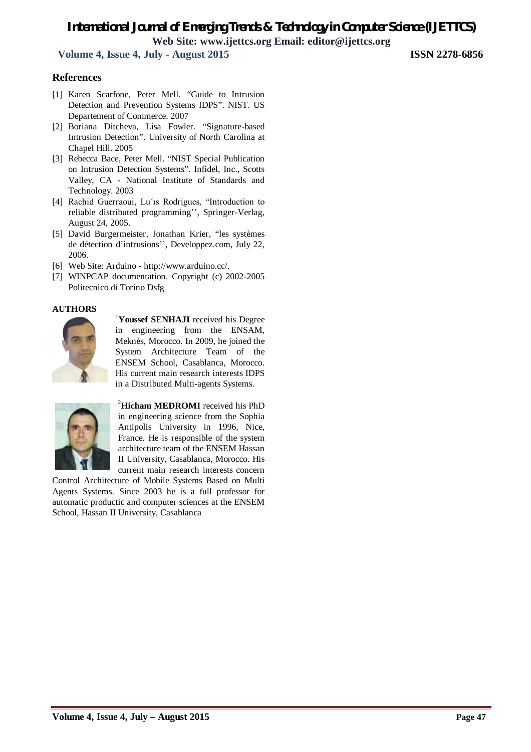## References

[1] Karen Scarfone, Peter Mell. "Guide to Intrusion Detection and Prevention Systems IDPS". NIST. US Departement of Commerce. 2007

[2] Boriana Ditcheva, Lisa Fowler. "Signature-based Intrusion Detection". University of North Carolina at Chapel Hill. 2005

[3] Rebecca Bace, Peter Mell. "NIST Special Publication on Intrusion Detection Systems". Infidel, Inc., Scotts Valley, CA - National Institute of Standards and Technology. 2003

[4] Rachid Guerraoui, Lu´ıs Rodrigues, "Introduction to reliable distributed programming'', Springer-Verlag, August 24, 2005.

[5] David Burgermeister, Jonathan Krier, "les systèmes de détection d'intrusions'', Developpez.com, July 22, 2006.

[6] Web Site: Arduino - http://www.arduino.cc/.

[7] WINPCAP documentation. Copyright (c) 2002-2005 Politecnico di Torino Dsfg

**AUTHORS**

[1]**Youssef SENHAJI** received his Degree in engineering from the ENSAM, Meknès, Morocco. In 2009, he joined the System Architecture Team of the ENSEM School, Casablanca, Morocco. His current main research interests IDPS in a Distributed Multi-agents Systems.

[2]**Hicham MEDROMI** received his PhD in engineering science from the Sophia Antipolis University in 1996, Nice, France. He is responsible of the system architecture team of the ENSEM Hassan II University, Casablanca, Morocco. His current main research interests concern Control Architecture of Mobile Systems Based on Multi Agents Systems. Since 2003 he is a full professor for automatic productic and computer sciences at the ENSEM School, Hassan II University, Casablanca